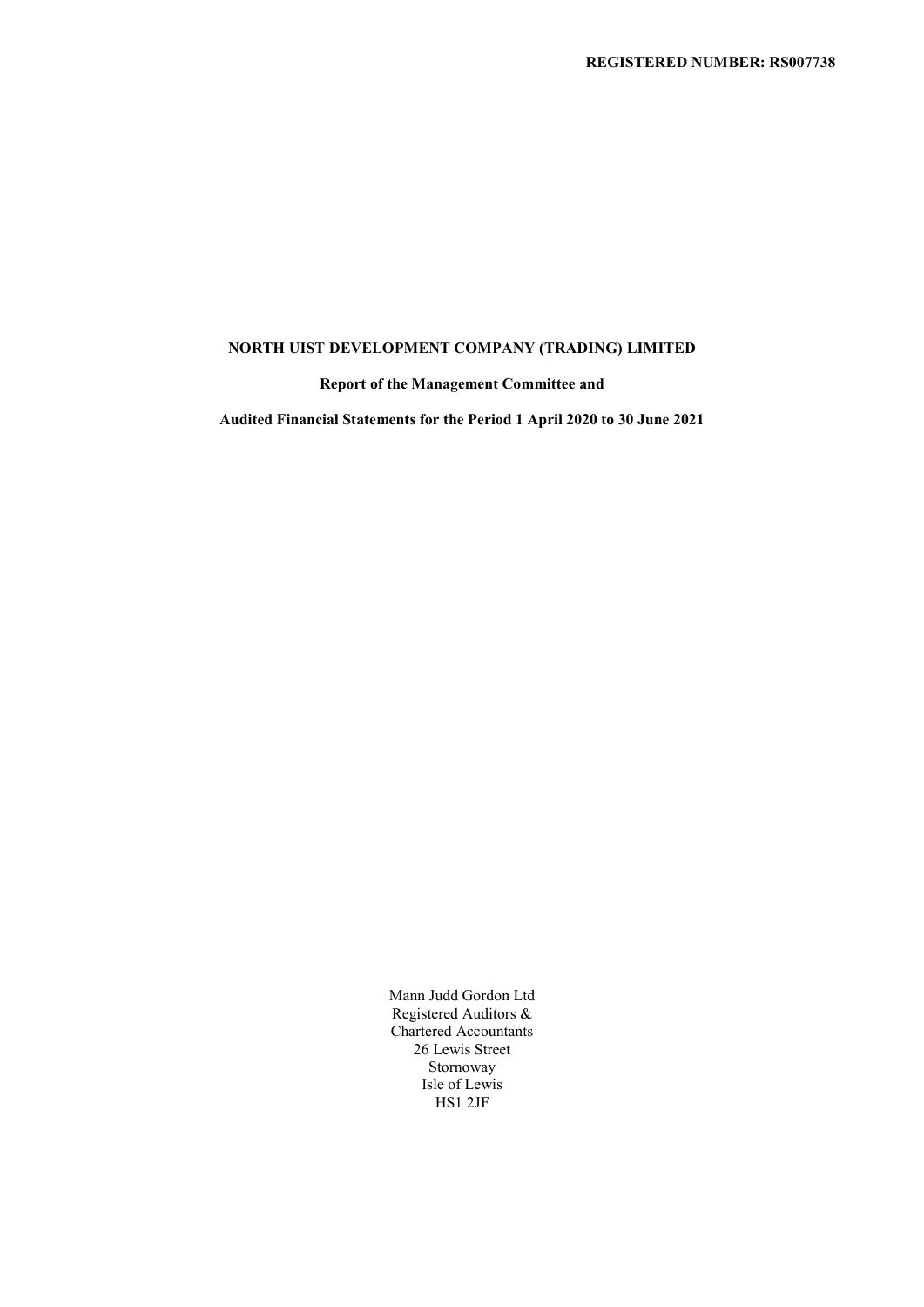**REGISTERED NUMBER: RS007738**

# NORTH UIST DEVELOPMENT COMPANY (TRADING) LIMITED

**Report of the Management Committee and**

**Audited Financial Statements for the Period 1 April 2020 to 30 June 2021**

Mann Judd Gordon Ltd
Registered Auditors &
Chartered Accountants
26 Lewis Street
Stornoway
Isle of Lewis
HS1 2JF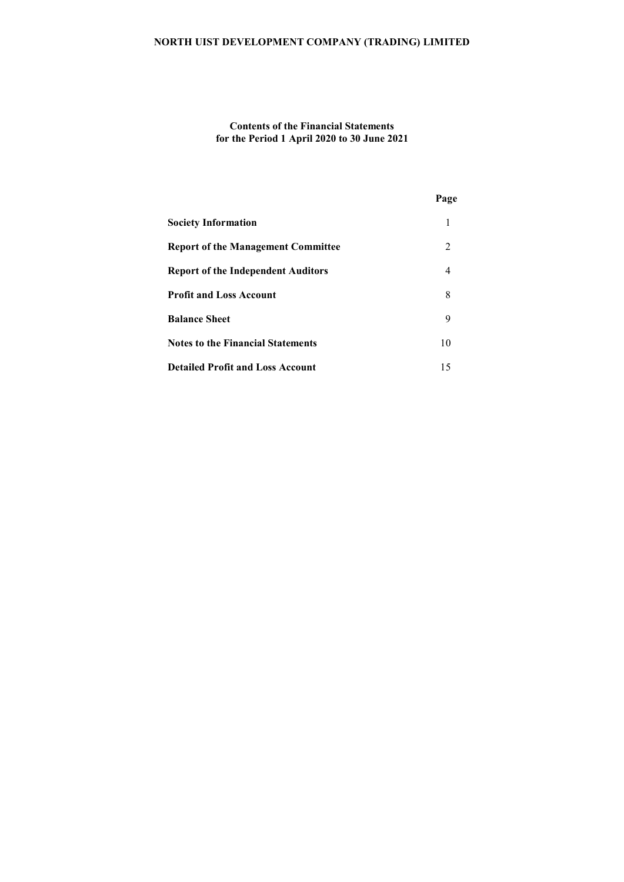# NORTH UIST DEVELOPMENT COMPANY (TRADING) LIMITED

## Contents of the Financial Statements
## for the Period 1 April 2020 to 30 June 2021

| | Page |
|---|---|
| **Society Information** | 1 |
| **Report of the Management Committee** | 2 |
| **Report of the Independent Auditors** | 4 |
| **Profit and Loss Account** | 8 |
| **Balance Sheet** | 9 |
| **Notes to the Financial Statements** | 10 |
| **Detailed Profit and Loss Account** | 15 |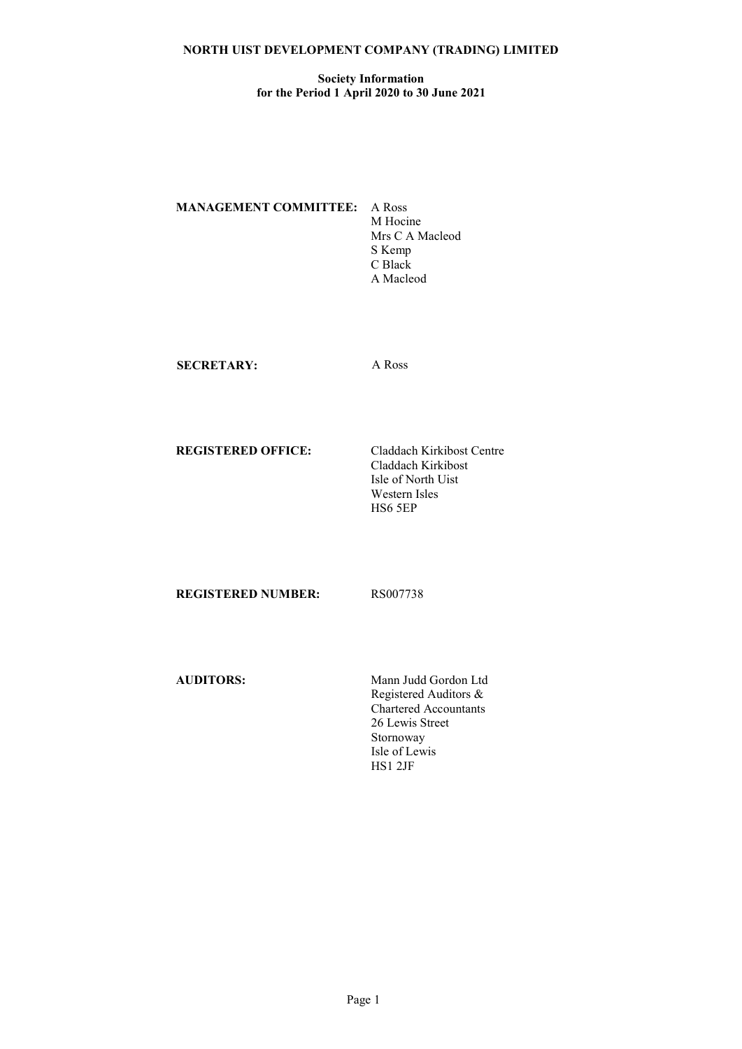# NORTH UIST DEVELOPMENT COMPANY (TRADING) LIMITED

## Society Information
## for the Period 1 April 2020 to 30 June 2021

**MANAGEMENT COMMITTEE:** A Ross
M Hocine
Mrs C A Macleod
S Kemp
C Black
A Macleod

**SECRETARY:** A Ross

**REGISTERED OFFICE:** Claddach Kirkibost Centre
Claddach Kirkibost
Isle of North Uist
Western Isles
HS6 5EP

**REGISTERED NUMBER:** RS007738

**AUDITORS:** Mann Judd Gordon Ltd
Registered Auditors &
Chartered Accountants
26 Lewis Street
Stornoway
Isle of Lewis
HS1 2JF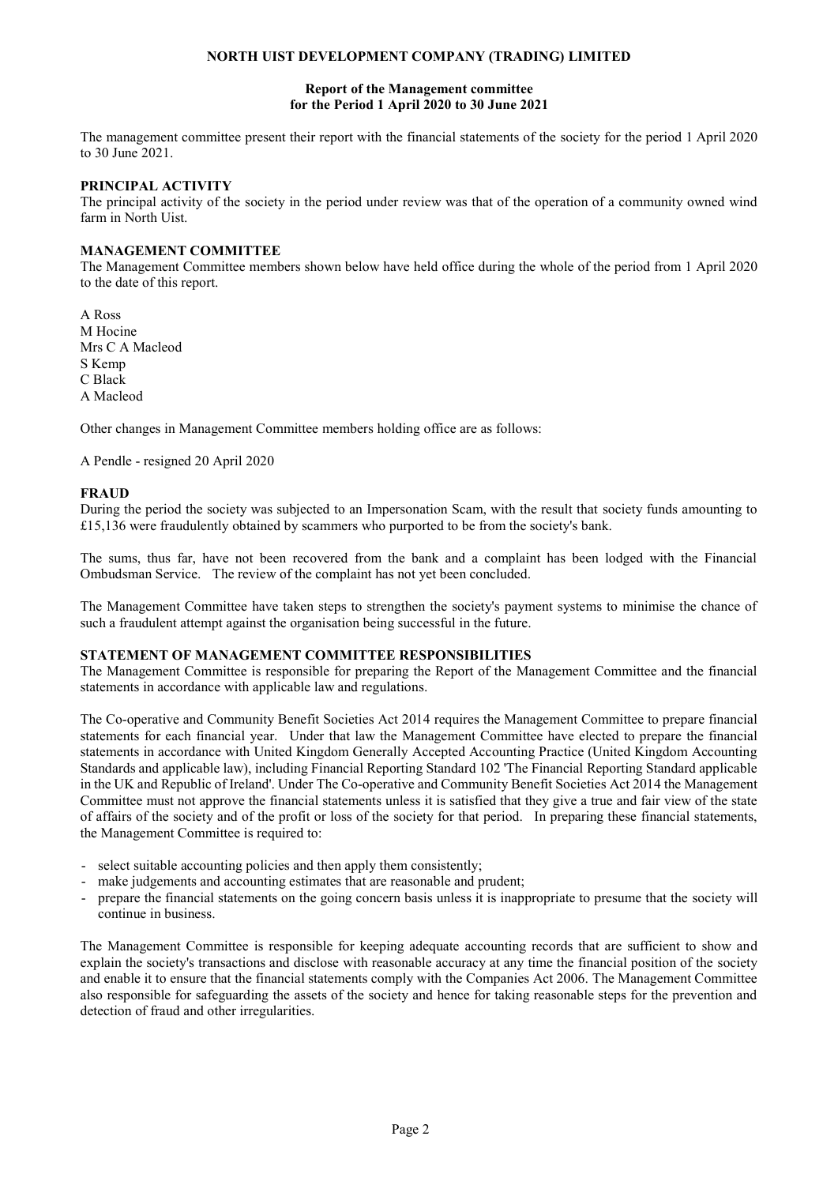# NORTH UIST DEVELOPMENT COMPANY (TRADING) LIMITED

## Report of the Management committee for the Period 1 April 2020 to 30 June 2021

The management committee present their report with the financial statements of the society for the period 1 April 2020 to 30 June 2021.

### PRINCIPAL ACTIVITY

The principal activity of the society in the period under review was that of the operation of a community owned wind farm in North Uist.

### MANAGEMENT COMMITTEE

The Management Committee members shown below have held office during the whole of the period from 1 April 2020 to the date of this report.

A Ross
M Hocine
Mrs C A Macleod
S Kemp
C Black
A Macleod

Other changes in Management Committee members holding office are as follows:

A Pendle - resigned 20 April 2020

### FRAUD

During the period the society was subjected to an Impersonation Scam, with the result that society funds amounting to £15,136 were fraudulently obtained by scammers who purported to be from the society's bank.

The sums, thus far, have not been recovered from the bank and a complaint has been lodged with the Financial Ombudsman Service. The review of the complaint has not yet been concluded.

The Management Committee have taken steps to strengthen the society's payment systems to minimise the chance of such a fraudulent attempt against the organisation being successful in the future.

### STATEMENT OF MANAGEMENT COMMITTEE RESPONSIBILITIES

The Management Committee is responsible for preparing the Report of the Management Committee and the financial statements in accordance with applicable law and regulations.

The Co-operative and Community Benefit Societies Act 2014 requires the Management Committee to prepare financial statements for each financial year. Under that law the Management Committee have elected to prepare the financial statements in accordance with United Kingdom Generally Accepted Accounting Practice (United Kingdom Accounting Standards and applicable law), including Financial Reporting Standard 102 'The Financial Reporting Standard applicable in the UK and Republic of Ireland'. Under The Co-operative and Community Benefit Societies Act 2014 the Management Committee must not approve the financial statements unless it is satisfied that they give a true and fair view of the state of affairs of the society and of the profit or loss of the society for that period. In preparing these financial statements, the Management Committee is required to:

- select suitable accounting policies and then apply them consistently;
- make judgements and accounting estimates that are reasonable and prudent;
- prepare the financial statements on the going concern basis unless it is inappropriate to presume that the society will continue in business.

The Management Committee is responsible for keeping adequate accounting records that are sufficient to show and explain the society's transactions and disclose with reasonable accuracy at any time the financial position of the society and enable it to ensure that the financial statements comply with the Companies Act 2006. The Management Committee also responsible for safeguarding the assets of the society and hence for taking reasonable steps for the prevention and detection of fraud and other irregularities.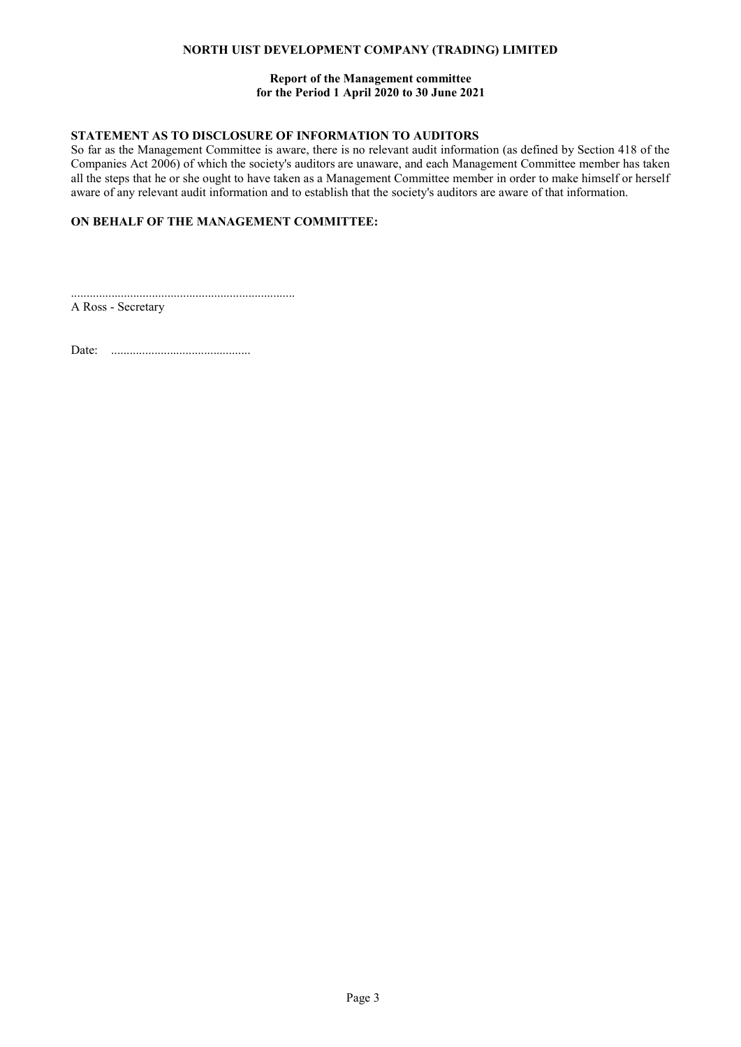# NORTH UIST DEVELOPMENT COMPANY (TRADING) LIMITED

## Report of the Management committee
## for the Period 1 April 2020 to 30 June 2021

### STATEMENT AS TO DISCLOSURE OF INFORMATION TO AUDITORS

So far as the Management Committee is aware, there is no relevant audit information (as defined by Section 418 of the Companies Act 2006) of which the society's auditors are unaware, and each Management Committee member has taken all the steps that he or she ought to have taken as a Management Committee member in order to make himself or herself aware of any relevant audit information and to establish that the society's auditors are aware of that information.

**ON BEHALF OF THE MANAGEMENT COMMITTEE:**

........................................................................
A Ross - Secretary

Date: ............................................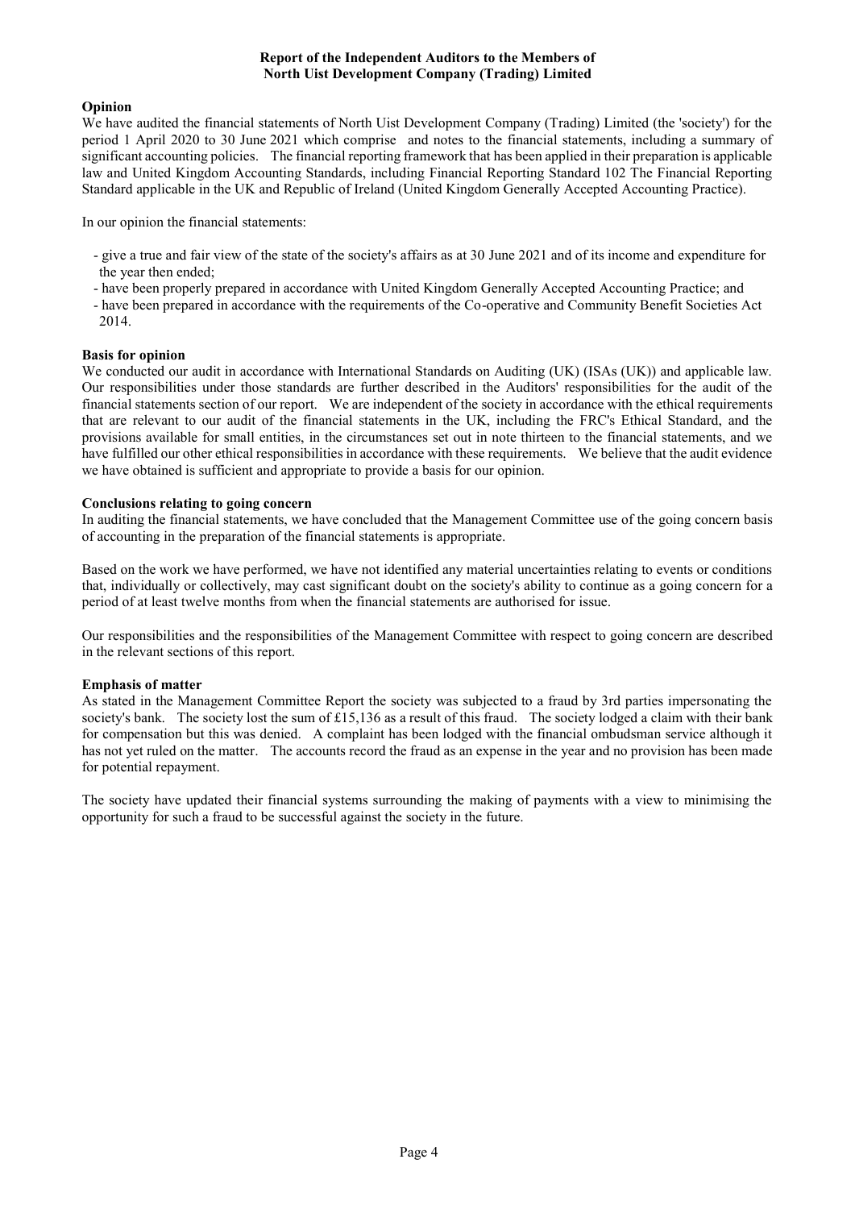**Report of the Independent Auditors to the Members of**
**North Uist Development Company (Trading) Limited**

**Opinion**

We have audited the financial statements of North Uist Development Company (Trading) Limited (the 'society') for the period 1 April 2020 to 30 June 2021 which comprise and notes to the financial statements, including a summary of significant accounting policies. The financial reporting framework that has been applied in their preparation is applicable law and United Kingdom Accounting Standards, including Financial Reporting Standard 102 The Financial Reporting Standard applicable in the UK and Republic of Ireland (United Kingdom Generally Accepted Accounting Practice).

In our opinion the financial statements:

- give a true and fair view of the state of the society's affairs as at 30 June 2021 and of its income and expenditure for the year then ended;
- have been properly prepared in accordance with United Kingdom Generally Accepted Accounting Practice; and
- have been prepared in accordance with the requirements of the Co-operative and Community Benefit Societies Act 2014.

**Basis for opinion**

We conducted our audit in accordance with International Standards on Auditing (UK) (ISAs (UK)) and applicable law. Our responsibilities under those standards are further described in the Auditors' responsibilities for the audit of the financial statements section of our report. We are independent of the society in accordance with the ethical requirements that are relevant to our audit of the financial statements in the UK, including the FRC's Ethical Standard, and the provisions available for small entities, in the circumstances set out in note thirteen to the financial statements, and we have fulfilled our other ethical responsibilities in accordance with these requirements. We believe that the audit evidence we have obtained is sufficient and appropriate to provide a basis for our opinion.

**Conclusions relating to going concern**

In auditing the financial statements, we have concluded that the Management Committee use of the going concern basis of accounting in the preparation of the financial statements is appropriate.

Based on the work we have performed, we have not identified any material uncertainties relating to events or conditions that, individually or collectively, may cast significant doubt on the society's ability to continue as a going concern for a period of at least twelve months from when the financial statements are authorised for issue.

Our responsibilities and the responsibilities of the Management Committee with respect to going concern are described in the relevant sections of this report.

**Emphasis of matter**

As stated in the Management Committee Report the society was subjected to a fraud by 3rd parties impersonating the society's bank. The society lost the sum of £15,136 as a result of this fraud. The society lodged a claim with their bank for compensation but this was denied. A complaint has been lodged with the financial ombudsman service although it has not yet ruled on the matter. The accounts record the fraud as an expense in the year and no provision has been made for potential repayment.

The society have updated their financial systems surrounding the making of payments with a view to minimising the opportunity for such a fraud to be successful against the society in the future.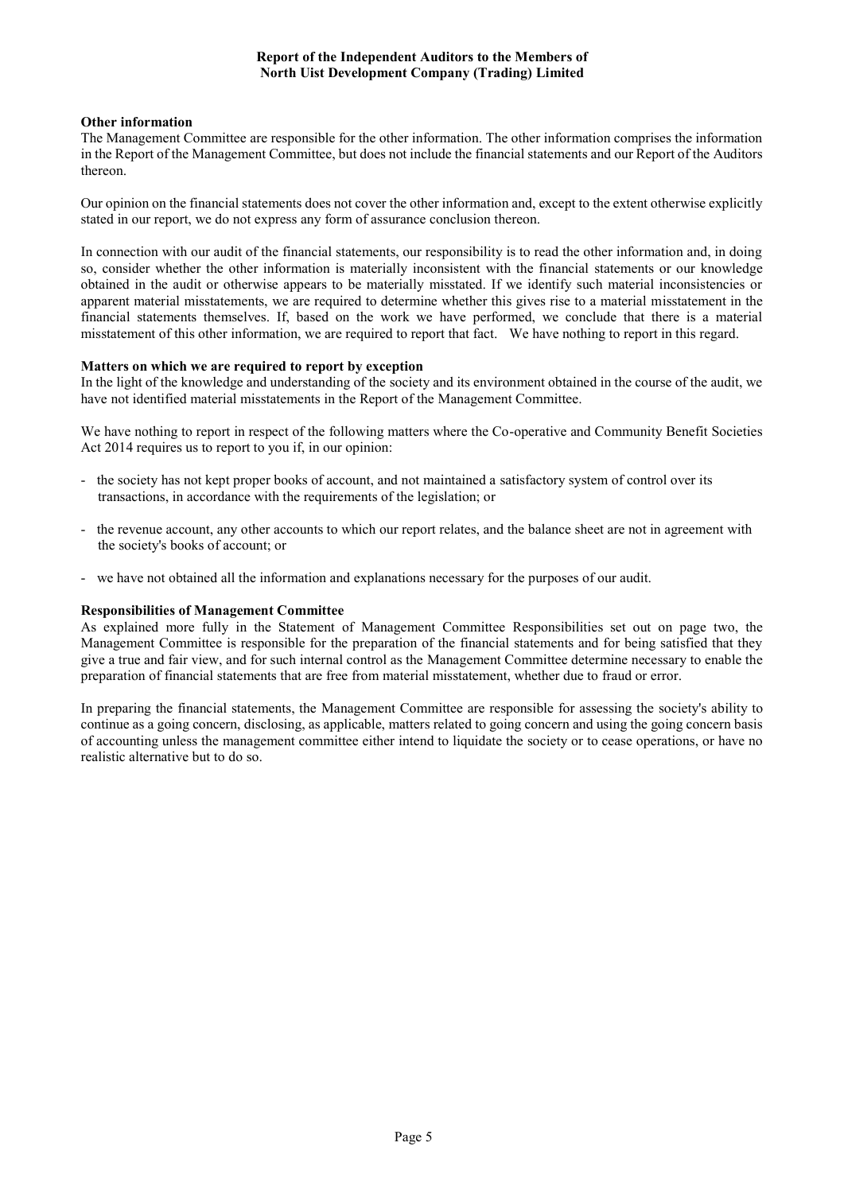# Report of the Independent Auditors to the Members of North Uist Development Company (Trading) Limited

**Other information**

The Management Committee are responsible for the other information. The other information comprises the information in the Report of the Management Committee, but does not include the financial statements and our Report of the Auditors thereon.

Our opinion on the financial statements does not cover the other information and, except to the extent otherwise explicitly stated in our report, we do not express any form of assurance conclusion thereon.

In connection with our audit of the financial statements, our responsibility is to read the other information and, in doing so, consider whether the other information is materially inconsistent with the financial statements or our knowledge obtained in the audit or otherwise appears to be materially misstated. If we identify such material inconsistencies or apparent material misstatements, we are required to determine whether this gives rise to a material misstatement in the financial statements themselves. If, based on the work we have performed, we conclude that there is a material misstatement of this other information, we are required to report that fact. We have nothing to report in this regard.

**Matters on which we are required to report by exception**

In the light of the knowledge and understanding of the society and its environment obtained in the course of the audit, we have not identified material misstatements in the Report of the Management Committee.

We have nothing to report in respect of the following matters where the Co-operative and Community Benefit Societies Act 2014 requires us to report to you if, in our opinion:

- the society has not kept proper books of account, and not maintained a satisfactory system of control over its transactions, in accordance with the requirements of the legislation; or

- the revenue account, any other accounts to which our report relates, and the balance sheet are not in agreement with the society's books of account; or

- we have not obtained all the information and explanations necessary for the purposes of our audit.

**Responsibilities of Management Committee**

As explained more fully in the Statement of Management Committee Responsibilities set out on page two, the Management Committee is responsible for the preparation of the financial statements and for being satisfied that they give a true and fair view, and for such internal control as the Management Committee determine necessary to enable the preparation of financial statements that are free from material misstatement, whether due to fraud or error.

In preparing the financial statements, the Management Committee are responsible for assessing the society's ability to continue as a going concern, disclosing, as applicable, matters related to going concern and using the going concern basis of accounting unless the management committee either intend to liquidate the society or to cease operations, or have no realistic alternative but to do so.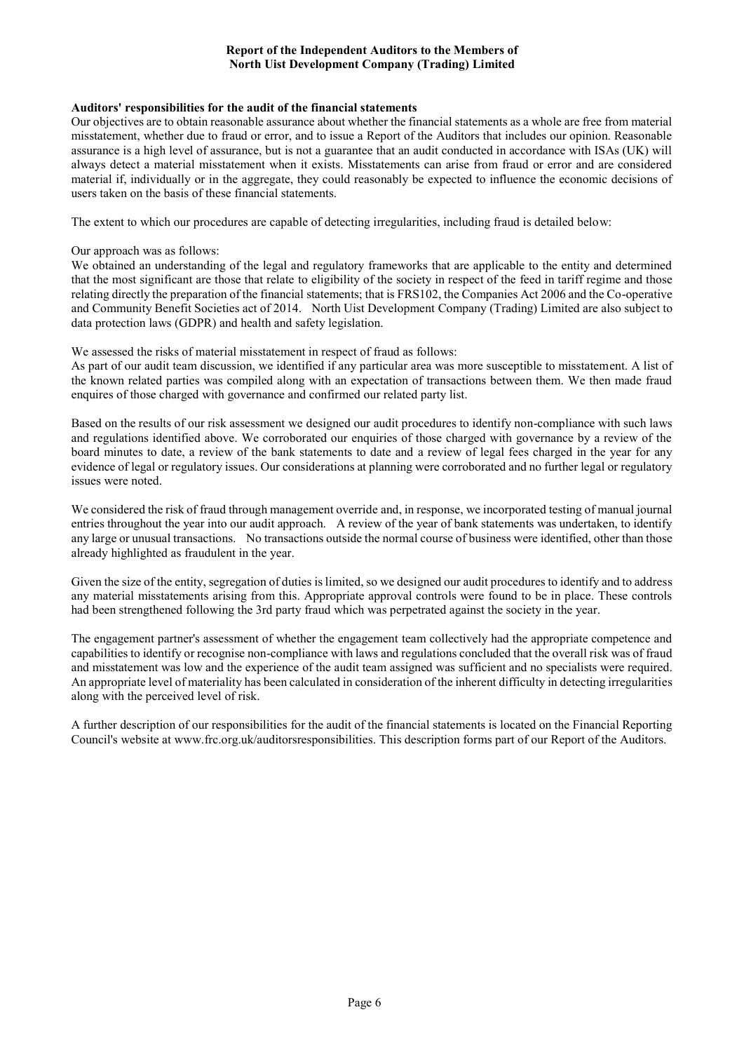**Report of the Independent Auditors to the Members of North Uist Development Company (Trading) Limited**

**Auditors' responsibilities for the audit of the financial statements**

Our objectives are to obtain reasonable assurance about whether the financial statements as a whole are free from material misstatement, whether due to fraud or error, and to issue a Report of the Auditors that includes our opinion. Reasonable assurance is a high level of assurance, but is not a guarantee that an audit conducted in accordance with ISAs (UK) will always detect a material misstatement when it exists. Misstatements can arise from fraud or error and are considered material if, individually or in the aggregate, they could reasonably be expected to influence the economic decisions of users taken on the basis of these financial statements.

The extent to which our procedures are capable of detecting irregularities, including fraud is detailed below:

Our approach was as follows:

We obtained an understanding of the legal and regulatory frameworks that are applicable to the entity and determined that the most significant are those that relate to eligibility of the society in respect of the feed in tariff regime and those relating directly the preparation of the financial statements; that is FRS102, the Companies Act 2006 and the Co-operative and Community Benefit Societies act of 2014. North Uist Development Company (Trading) Limited are also subject to data protection laws (GDPR) and health and safety legislation.

We assessed the risks of material misstatement in respect of fraud as follows:

As part of our audit team discussion, we identified if any particular area was more susceptible to misstatement. A list of the known related parties was compiled along with an expectation of transactions between them. We then made fraud enquires of those charged with governance and confirmed our related party list.

Based on the results of our risk assessment we designed our audit procedures to identify non-compliance with such laws and regulations identified above. We corroborated our enquiries of those charged with governance by a review of the board minutes to date, a review of the bank statements to date and a review of legal fees charged in the year for any evidence of legal or regulatory issues. Our considerations at planning were corroborated and no further legal or regulatory issues were noted.

We considered the risk of fraud through management override and, in response, we incorporated testing of manual journal entries throughout the year into our audit approach. A review of the year of bank statements was undertaken, to identify any large or unusual transactions. No transactions outside the normal course of business were identified, other than those already highlighted as fraudulent in the year.

Given the size of the entity, segregation of duties is limited, so we designed our audit procedures to identify and to address any material misstatements arising from this. Appropriate approval controls were found to be in place. These controls had been strengthened following the 3rd party fraud which was perpetrated against the society in the year.

The engagement partner's assessment of whether the engagement team collectively had the appropriate competence and capabilities to identify or recognise non-compliance with laws and regulations concluded that the overall risk was of fraud and misstatement was low and the experience of the audit team assigned was sufficient and no specialists were required. An appropriate level of materiality has been calculated in consideration of the inherent difficulty in detecting irregularities along with the perceived level of risk.

A further description of our responsibilities for the audit of the financial statements is located on the Financial Reporting Council's website at www.frc.org.uk/auditorsresponsibilities. This description forms part of our Report of the Auditors.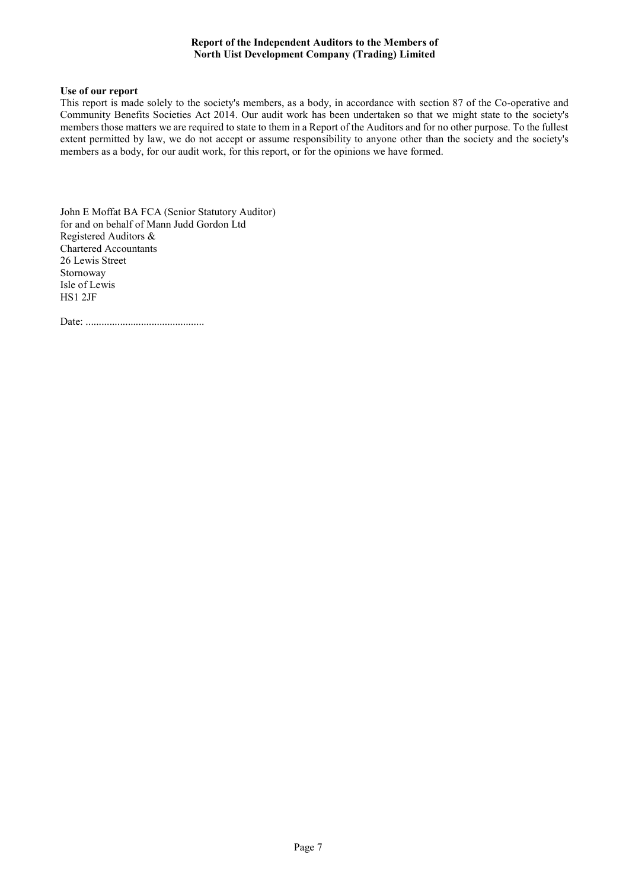**Report of the Independent Auditors to the Members of North Uist Development Company (Trading) Limited**

**Use of our report**

This report is made solely to the society's members, as a body, in accordance with section 87 of the Co-operative and Community Benefits Societies Act 2014. Our audit work has been undertaken so that we might state to the society's members those matters we are required to state to them in a Report of the Auditors and for no other purpose. To the fullest extent permitted by law, we do not accept or assume responsibility to anyone other than the society and the society's members as a body, for our audit work, for this report, or for the opinions we have formed.

John E Moffat BA FCA (Senior Statutory Auditor)
for and on behalf of Mann Judd Gordon Ltd
Registered Auditors &
Chartered Accountants
26 Lewis Street
Stornoway
Isle of Lewis
HS1 2JF

Date: .............................................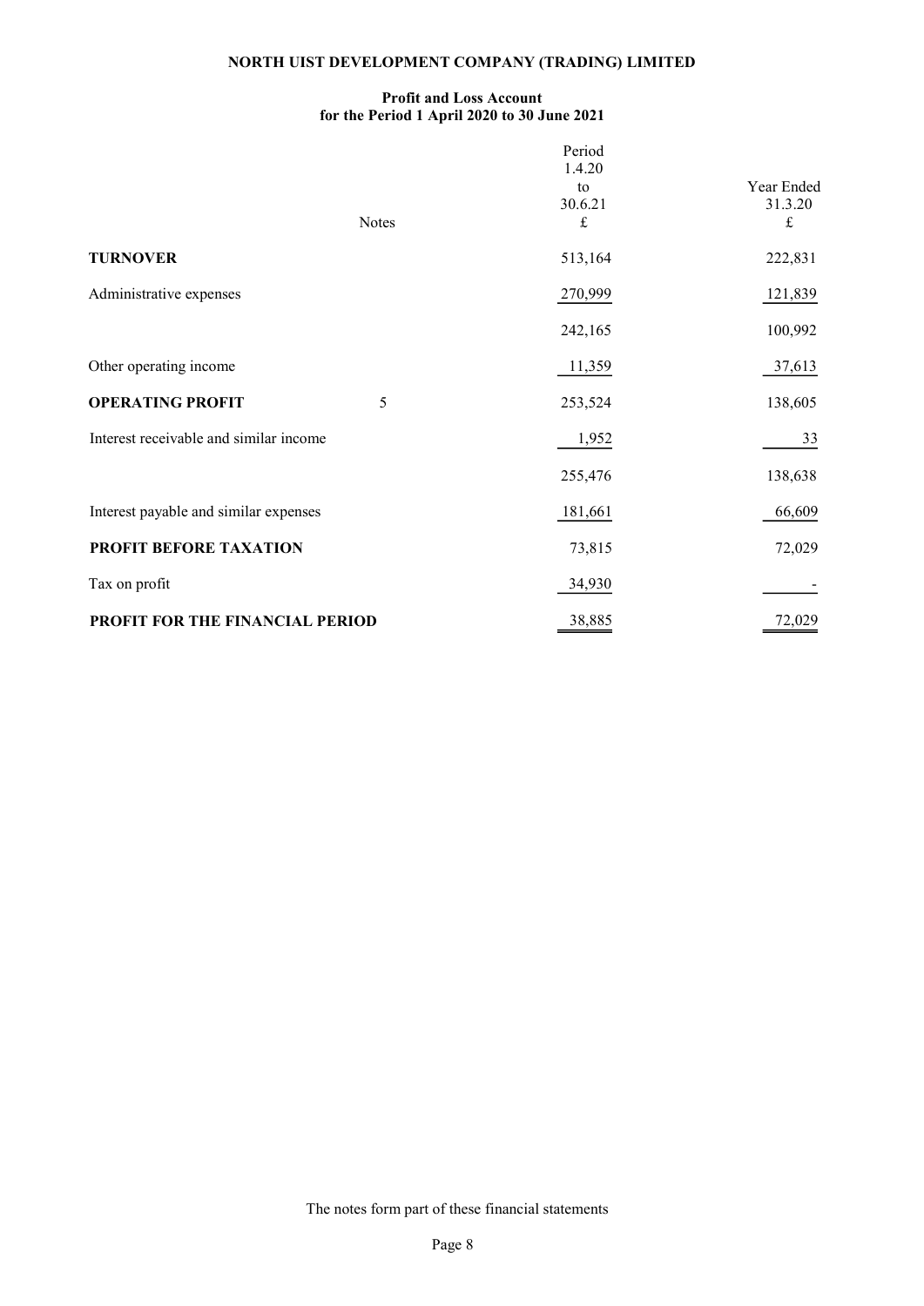# NORTH UIST DEVELOPMENT COMPANY (TRADING) LIMITED

## Profit and Loss Account
## for the Period 1 April 2020 to 30 June 2021

| | Notes | Period 1.4.20 to 30.6.21 £ | Year Ended 31.3.20 £ |
|---|---|---|---|
| **TURNOVER** | | 513,164 | 222,831 |
| Administrative expenses | | 270,999 | 121,839 |
| | | 242,165 | 100,992 |
| Other operating income | | 11,359 | 37,613 |
| **OPERATING PROFIT** | 5 | 253,524 | 138,605 |
| Interest receivable and similar income | | 1,952 | 33 |
| | | 255,476 | 138,638 |
| Interest payable and similar expenses | | 181,661 | 66,609 |
| **PROFIT BEFORE TAXATION** | | 73,815 | 72,029 |
| Tax on profit | | 34,930 | - |
| **PROFIT FOR THE FINANCIAL PERIOD** | | 38,885 | 72,029 |

The notes form part of these financial statements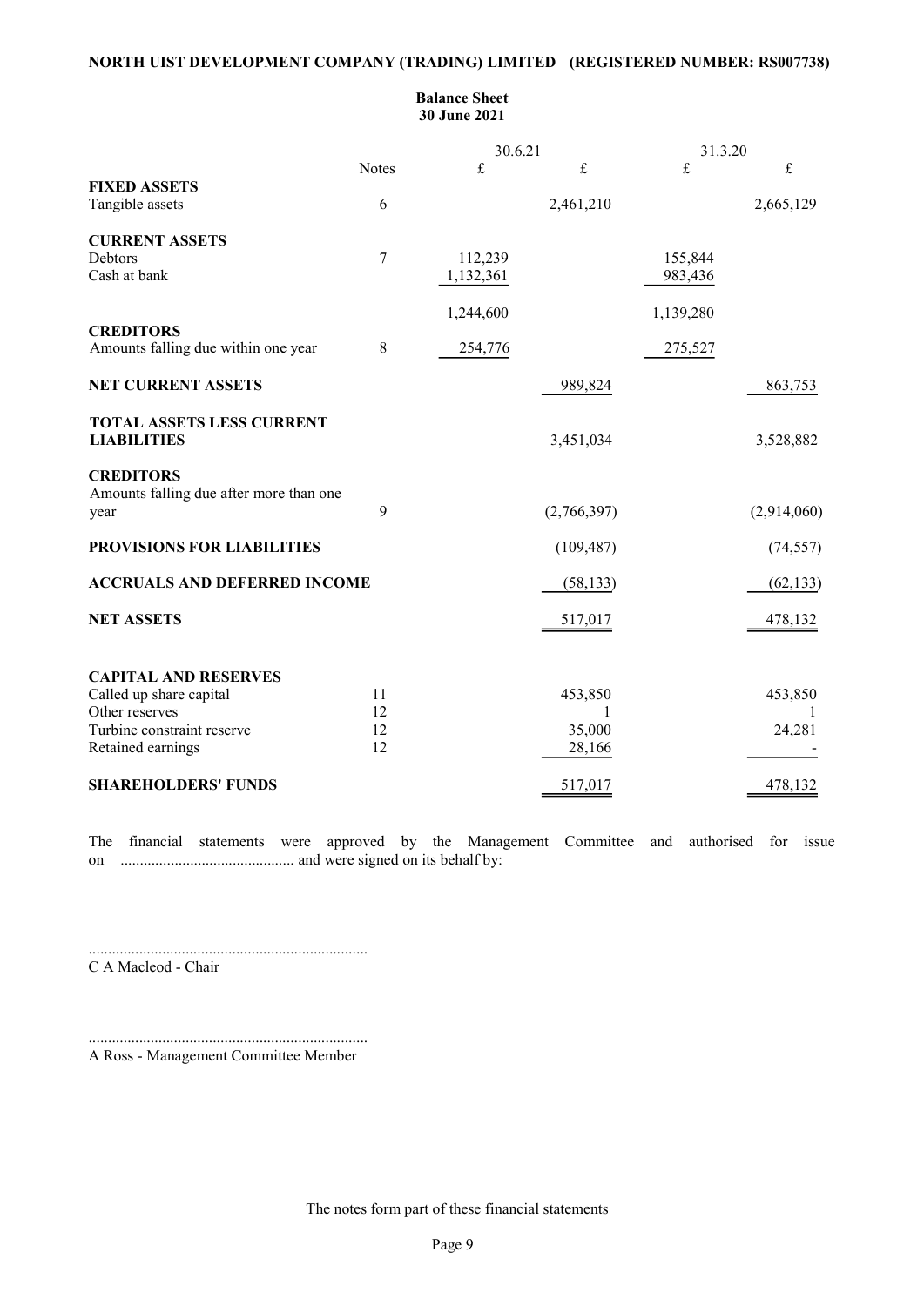**NORTH UIST DEVELOPMENT COMPANY (TRADING) LIMITED (REGISTERED NUMBER: RS007738)**

## Balance Sheet
## 30 June 2021

| | Notes | 30.6.21 £ | 30.6.21 £ | 31.3.20 £ | 31.3.20 £ |
|---|---|---|---|---|---|
| **FIXED ASSETS** | | | | | |
| Tangible assets | 6 | | 2,461,210 | | 2,665,129 |
| **CURRENT ASSETS** | | | | | |
| Debtors | 7 | 112,239 | | 155,844 | |
| Cash at bank | | 1,132,361 | | 983,436 | |
| | | 1,244,600 | | 1,139,280 | |
| **CREDITORS** | | | | | |
| Amounts falling due within one year | 8 | 254,776 | | 275,527 | |
| **NET CURRENT ASSETS** | | | 989,824 | | 863,753 |
| **TOTAL ASSETS LESS CURRENT LIABILITIES** | | | 3,451,034 | | 3,528,882 |
| **CREDITORS** | | | | | |
| Amounts falling due after more than one year | 9 | | (2,766,397) | | (2,914,060) |
| **PROVISIONS FOR LIABILITIES** | | | (109,487) | | (74,557) |
| **ACCRUALS AND DEFERRED INCOME** | | | (58,133) | | (62,133) |
| **NET ASSETS** | | | 517,017 | | 478,132 |
| **CAPITAL AND RESERVES** | | | | | |
| Called up share capital | 11 | | 453,850 | | 453,850 |
| Other reserves | 12 | | 1 | | 1 |
| Turbine constraint reserve | 12 | | 35,000 | | 24,281 |
| Retained earnings | 12 | | 28,166 | | - |
| **SHAREHOLDERS' FUNDS** | | | 517,017 | | 478,132 |

The financial statements were approved by the Management Committee and authorised for issue on ............................................ and were signed on its behalf by:

.......................................................................
C A Macleod - Chair

.......................................................................
A Ross - Management Committee Member

The notes form part of these financial statements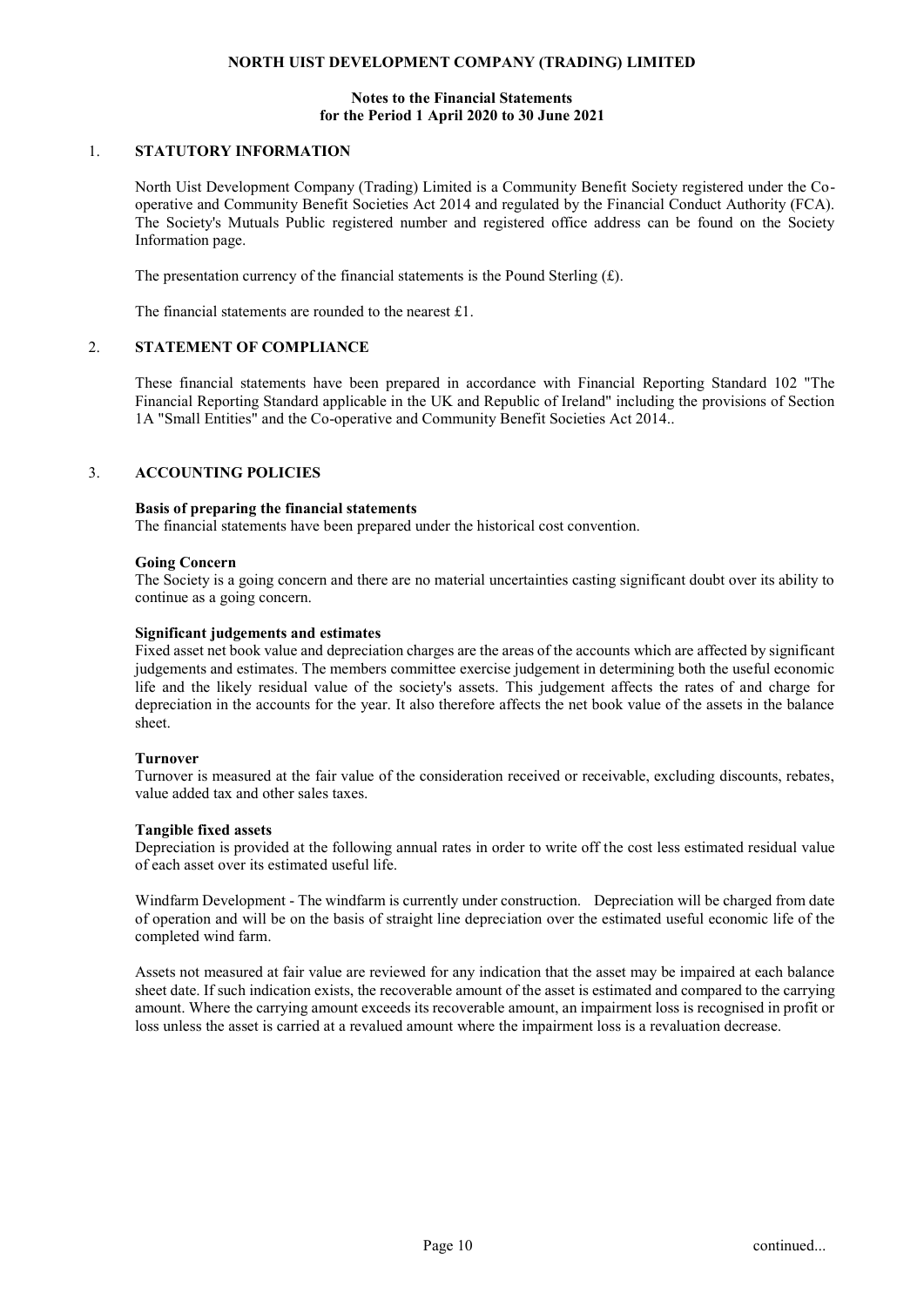# NORTH UIST DEVELOPMENT COMPANY (TRADING) LIMITED

## Notes to the Financial Statements
## for the Period 1 April 2020 to 30 June 2021

### 1. STATUTORY INFORMATION

North Uist Development Company (Trading) Limited is a Community Benefit Society registered under the Co-operative and Community Benefit Societies Act 2014 and regulated by the Financial Conduct Authority (FCA). The Society's Mutuals Public registered number and registered office address can be found on the Society Information page.

The presentation currency of the financial statements is the Pound Sterling (£).

The financial statements are rounded to the nearest £1.

### 2. STATEMENT OF COMPLIANCE

These financial statements have been prepared in accordance with Financial Reporting Standard 102 "The Financial Reporting Standard applicable in the UK and Republic of Ireland" including the provisions of Section 1A "Small Entities" and the Co-operative and Community Benefit Societies Act 2014..

### 3. ACCOUNTING POLICIES

**Basis of preparing the financial statements**
The financial statements have been prepared under the historical cost convention.

**Going Concern**
The Society is a going concern and there are no material uncertainties casting significant doubt over its ability to continue as a going concern.

**Significant judgements and estimates**
Fixed asset net book value and depreciation charges are the areas of the accounts which are affected by significant judgements and estimates. The members committee exercise judgement in determining both the useful economic life and the likely residual value of the society's assets. This judgement affects the rates of and charge for depreciation in the accounts for the year. It also therefore affects the net book value of the assets in the balance sheet.

**Turnover**
Turnover is measured at the fair value of the consideration received or receivable, excluding discounts, rebates, value added tax and other sales taxes.

**Tangible fixed assets**
Depreciation is provided at the following annual rates in order to write off the cost less estimated residual value of each asset over its estimated useful life.

Windfarm Development - The windfarm is currently under construction. Depreciation will be charged from date of operation and will be on the basis of straight line depreciation over the estimated useful economic life of the completed wind farm.

Assets not measured at fair value are reviewed for any indication that the asset may be impaired at each balance sheet date. If such indication exists, the recoverable amount of the asset is estimated and compared to the carrying amount. Where the carrying amount exceeds its recoverable amount, an impairment loss is recognised in profit or loss unless the asset is carried at a revalued amount where the impairment loss is a revaluation decrease.

continued...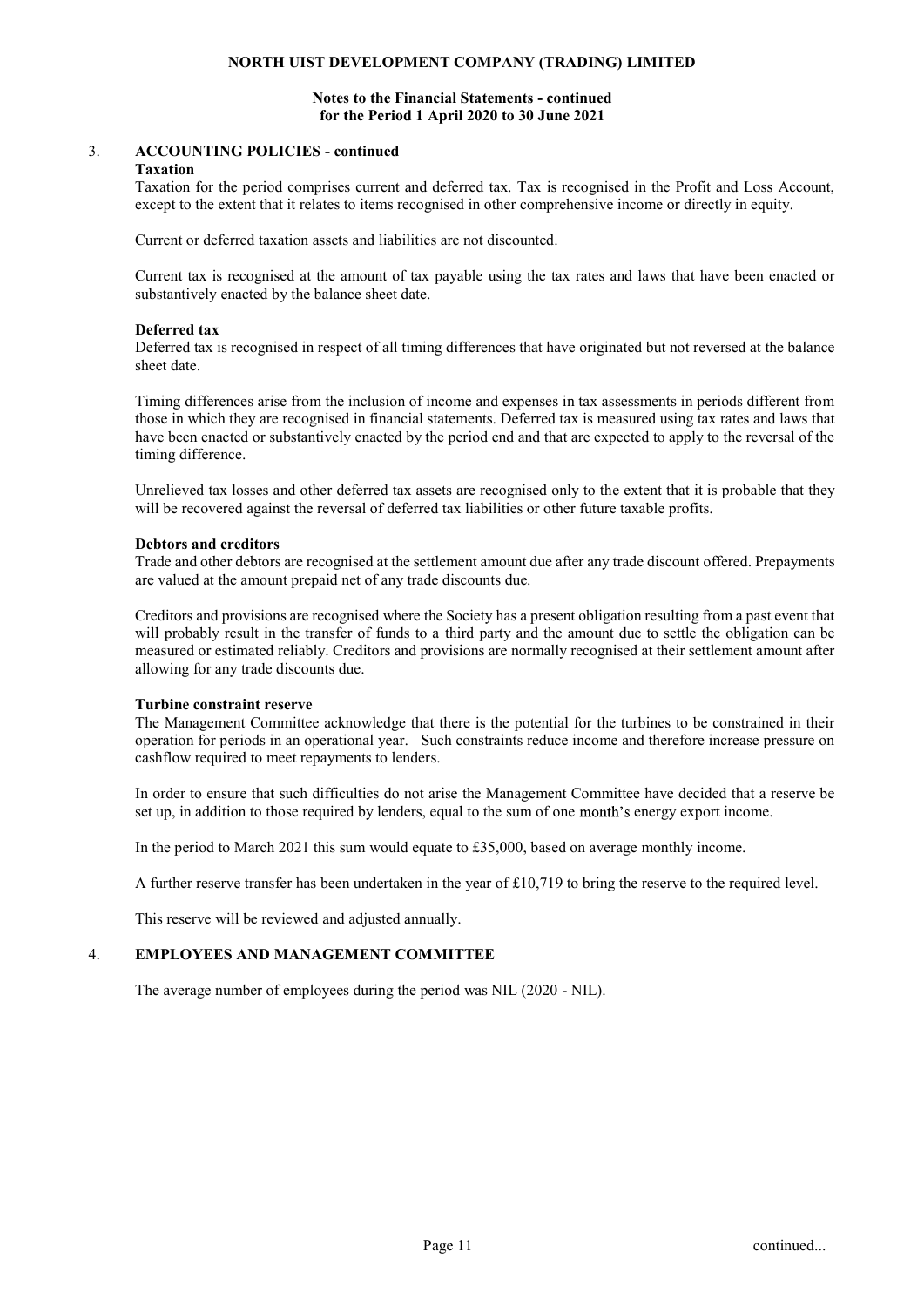# NORTH UIST DEVELOPMENT COMPANY (TRADING) LIMITED

## Notes to the Financial Statements - continued
## for the Period 1 April 2020 to 30 June 2021

### 3. ACCOUNTING POLICIES - continued

**Taxation**

Taxation for the period comprises current and deferred tax. Tax is recognised in the Profit and Loss Account, except to the extent that it relates to items recognised in other comprehensive income or directly in equity.

Current or deferred taxation assets and liabilities are not discounted.

Current tax is recognised at the amount of tax payable using the tax rates and laws that have been enacted or substantively enacted by the balance sheet date.

**Deferred tax**

Deferred tax is recognised in respect of all timing differences that have originated but not reversed at the balance sheet date.

Timing differences arise from the inclusion of income and expenses in tax assessments in periods different from those in which they are recognised in financial statements. Deferred tax is measured using tax rates and laws that have been enacted or substantively enacted by the period end and that are expected to apply to the reversal of the timing difference.

Unrelieved tax losses and other deferred tax assets are recognised only to the extent that it is probable that they will be recovered against the reversal of deferred tax liabilities or other future taxable profits.

**Debtors and creditors**

Trade and other debtors are recognised at the settlement amount due after any trade discount offered. Prepayments are valued at the amount prepaid net of any trade discounts due.

Creditors and provisions are recognised where the Society has a present obligation resulting from a past event that will probably result in the transfer of funds to a third party and the amount due to settle the obligation can be measured or estimated reliably. Creditors and provisions are normally recognised at their settlement amount after allowing for any trade discounts due.

**Turbine constraint reserve**

The Management Committee acknowledge that there is the potential for the turbines to be constrained in their operation for periods in an operational year. Such constraints reduce income and therefore increase pressure on cashflow required to meet repayments to lenders.

In order to ensure that such difficulties do not arise the Management Committee have decided that a reserve be set up, in addition to those required by lenders, equal to the sum of one month's energy export income.

In the period to March 2021 this sum would equate to £35,000, based on average monthly income.

A further reserve transfer has been undertaken in the year of £10,719 to bring the reserve to the required level.

This reserve will be reviewed and adjusted annually.

### 4. EMPLOYEES AND MANAGEMENT COMMITTEE

The average number of employees during the period was NIL (2020 - NIL).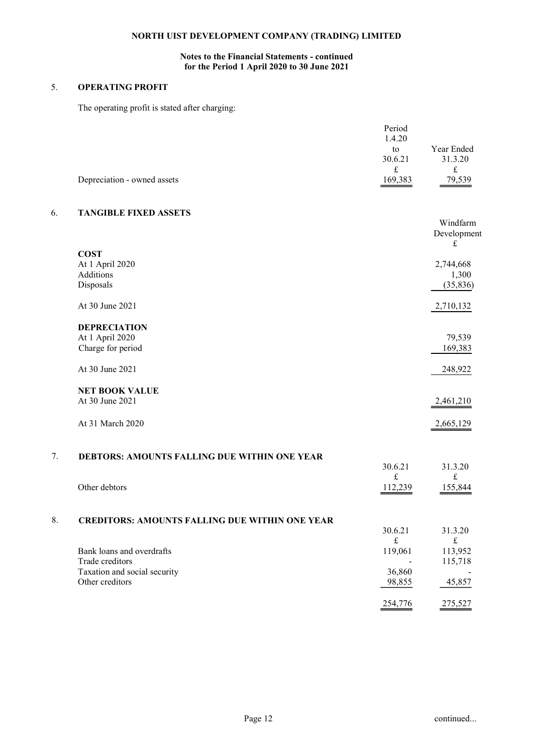NORTH UIST DEVELOPMENT COMPANY (TRADING) LIMITED

Notes to the Financial Statements - continued
for the Period 1 April 2020 to 30 June 2021

## 5. OPERATING PROFIT

The operating profit is stated after charging:

| | Period 1.4.20 to 30.6.21 | Year Ended 31.3.20 |
|---|---|---|
| | £ | £ |
| Depreciation - owned assets | 169,383 | 79,539 |

## 6. TANGIBLE FIXED ASSETS

| | Windfarm Development |
|---|---|
| | £ |
| **COST** | |
| At 1 April 2020 | 2,744,668 |
| Additions | 1,300 |
| Disposals | (35,836) |
| At 30 June 2021 | 2,710,132 |
| **DEPRECIATION** | |
| At 1 April 2020 | 79,539 |
| Charge for period | 169,383 |
| At 30 June 2021 | 248,922 |
| **NET BOOK VALUE** | |
| At 30 June 2021 | 2,461,210 |
| At 31 March 2020 | 2,665,129 |

## 7. DEBTORS: AMOUNTS FALLING DUE WITHIN ONE YEAR

| | 30.6.21 | 31.3.20 |
|---|---|---|
| | £ | £ |
| Other debtors | 112,239 | 155,844 |

## 8. CREDITORS: AMOUNTS FALLING DUE WITHIN ONE YEAR

| | 30.6.21 | 31.3.20 |
|---|---|---|
| | £ | £ |
| Bank loans and overdrafts | 119,061 | 113,952 |
| Trade creditors | - | 115,718 |
| Taxation and social security | 36,860 | - |
| Other creditors | 98,855 | 45,857 |
| | 254,776 | 275,527 |

continued...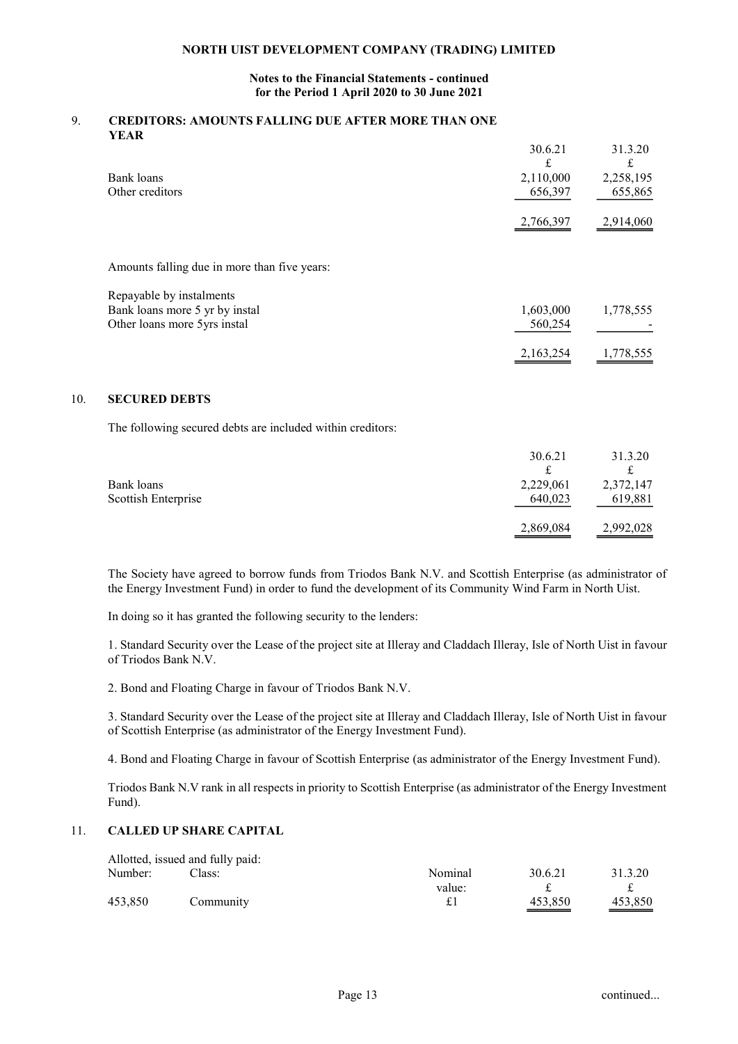# NORTH UIST DEVELOPMENT COMPANY (TRADING) LIMITED

## Notes to the Financial Statements - continued
## for the Period 1 April 2020 to 30 June 2021

### 9. CREDITORS: AMOUNTS FALLING DUE AFTER MORE THAN ONE YEAR

| | 30.6.21 | 31.3.20 |
|---|---|---|
| | £ | £ |
| Bank loans | 2,110,000 | 2,258,195 |
| Other creditors | 656,397 | 655,865 |
| | 2,766,397 | 2,914,060 |

Amounts falling due in more than five years:

| | | |
|---|---|---|
| Repayable by instalments | | |
| Bank loans more 5 yr by instal | 1,603,000 | 1,778,555 |
| Other loans more 5yrs instal | 560,254 | - |
| | 2,163,254 | 1,778,555 |

### 10. SECURED DEBTS

The following secured debts are included within creditors:

| | 30.6.21 | 31.3.20 |
|---|---|---|
| | £ | £ |
| Bank loans | 2,229,061 | 2,372,147 |
| Scottish Enterprise | 640,023 | 619,881 |
| | 2,869,084 | 2,992,028 |

The Society have agreed to borrow funds from Triodos Bank N.V. and Scottish Enterprise (as administrator of the Energy Investment Fund) in order to fund the development of its Community Wind Farm in North Uist.

In doing so it has granted the following security to the lenders:

1. Standard Security over the Lease of the project site at Illeray and Claddach Illeray, Isle of North Uist in favour of Triodos Bank N.V.

2. Bond and Floating Charge in favour of Triodos Bank N.V.

3. Standard Security over the Lease of the project site at Illeray and Claddach Illeray, Isle of North Uist in favour of Scottish Enterprise (as administrator of the Energy Investment Fund).

4. Bond and Floating Charge in favour of Scottish Enterprise (as administrator of the Energy Investment Fund).

Triodos Bank N.V rank in all respects in priority to Scottish Enterprise (as administrator of the Energy Investment Fund).

### 11. CALLED UP SHARE CAPITAL

Allotted, issued and fully paid:

| Number: | Class: | Nominal value: | 30.6.21 £ | 31.3.20 £ |
|---|---|---|---|---|
| 453,850 | Community | £1 | 453,850 | 453,850 |

continued...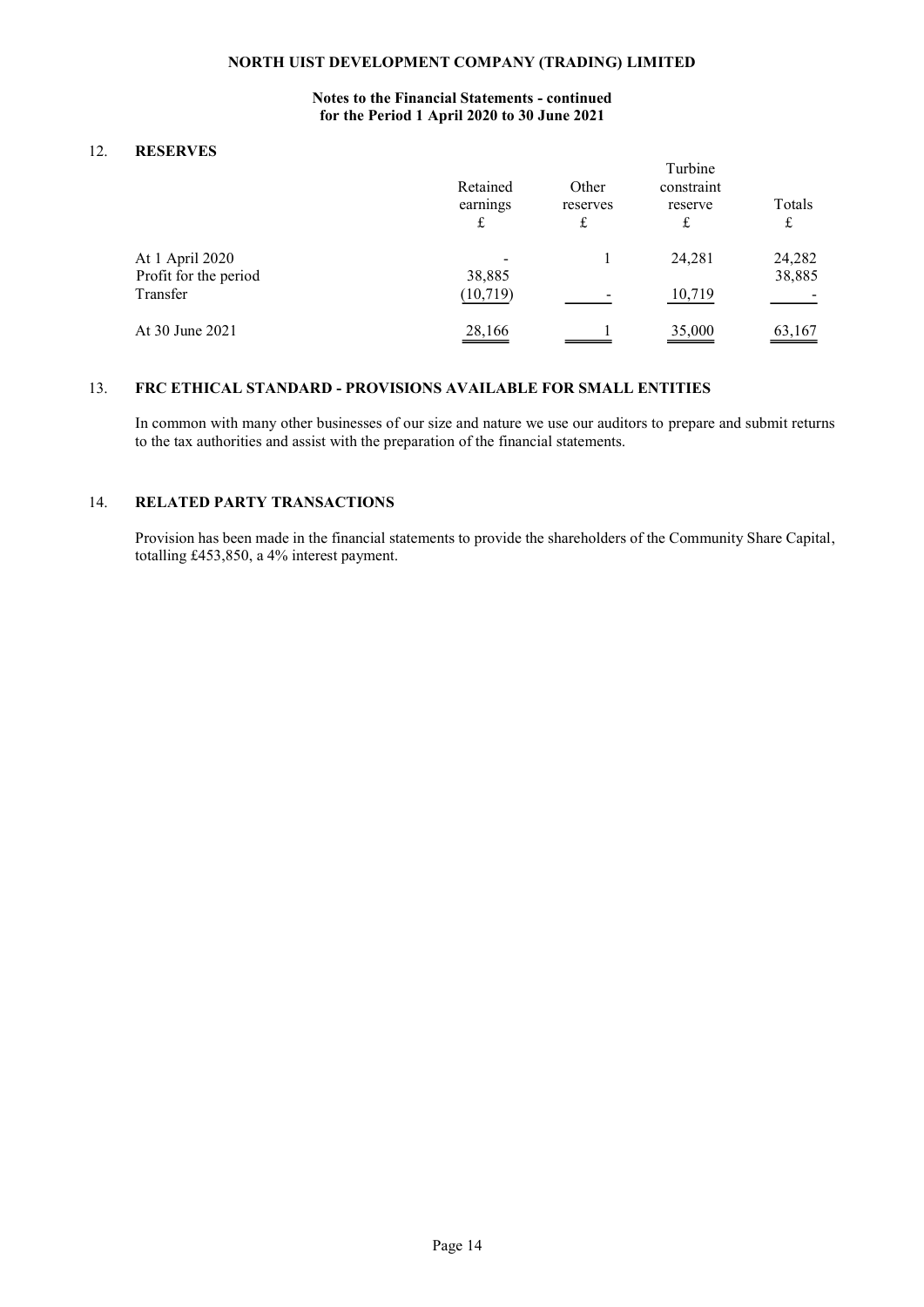**NORTH UIST DEVELOPMENT COMPANY (TRADING) LIMITED**

**Notes to the Financial Statements - continued**
**for the Period 1 April 2020 to 30 June 2021**

## 12. RESERVES

| | Retained earnings £ | Other reserves £ | Turbine constraint reserve £ | Totals £ |
|---|---|---|---|---|
| At 1 April 2020 | - | 1 | 24,281 | 24,282 |
| Profit for the period | 38,885 | | | 38,885 |
| Transfer | (10,719) | - | 10,719 | - |
| At 30 June 2021 | 28,166 | 1 | 35,000 | 63,167 |

## 13. FRC ETHICAL STANDARD - PROVISIONS AVAILABLE FOR SMALL ENTITIES

In common with many other businesses of our size and nature we use our auditors to prepare and submit returns to the tax authorities and assist with the preparation of the financial statements.

## 14. RELATED PARTY TRANSACTIONS

Provision has been made in the financial statements to provide the shareholders of the Community Share Capital, totalling £453,850, a 4% interest payment.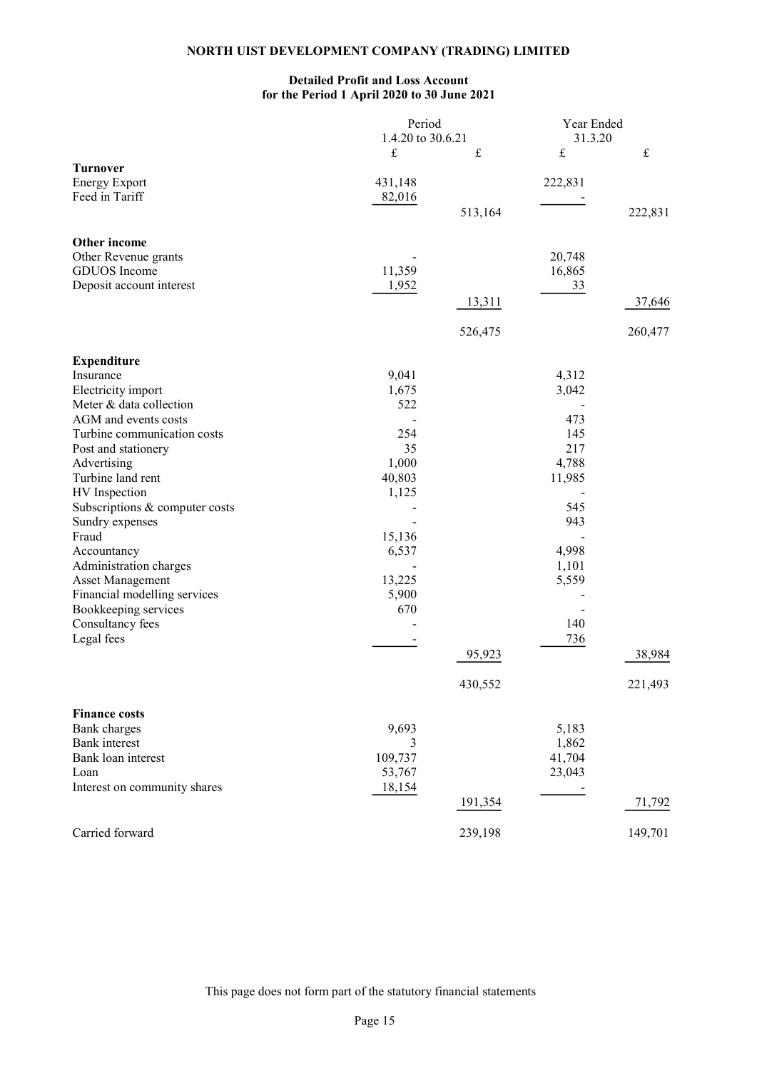# NORTH UIST DEVELOPMENT COMPANY (TRADING) LIMITED

## Detailed Profit and Loss Account for the Period 1 April 2020 to 30 June 2021

| | Period 1.4.20 to 30.6.21 | | Year Ended 31.3.20 | |
|---|---|---|---|---|
| | £ | £ | £ | £ |
| **Turnover** | | | | |
| Energy Export | 431,148 | | 222,831 | |
| Feed in Tariff | 82,016 | | - | |
| | | 513,164 | | 222,831 |
| **Other income** | | | | |
| Other Revenue grants | - | | 20,748 | |
| GDUOS Income | 11,359 | | 16,865 | |
| Deposit account interest | 1,952 | | 33 | |
| | | 13,311 | | 37,646 |
| | | 526,475 | | 260,477 |
| **Expenditure** | | | | |
| Insurance | 9,041 | | 4,312 | |
| Electricity import | 1,675 | | 3,042 | |
| Meter & data collection | 522 | | - | |
| AGM and events costs | - | | 473 | |
| Turbine communication costs | 254 | | 145 | |
| Post and stationery | 35 | | 217 | |
| Advertising | 1,000 | | 4,788 | |
| Turbine land rent | 40,803 | | 11,985 | |
| HV Inspection | 1,125 | | - | |
| Subscriptions & computer costs | - | | 545 | |
| Sundry expenses | - | | 943 | |
| Fraud | 15,136 | | - | |
| Accountancy | 6,537 | | 4,998 | |
| Administration charges | - | | 1,101 | |
| Asset Management | 13,225 | | 5,559 | |
| Financial modelling services | 5,900 | | - | |
| Bookkeeping services | 670 | | - | |
| Consultancy fees | - | | 140 | |
| Legal fees | - | | 736 | |
| | | 95,923 | | 38,984 |
| | | 430,552 | | 221,493 |
| **Finance costs** | | | | |
| Bank charges | 9,693 | | 5,183 | |
| Bank interest | 3 | | 1,862 | |
| Bank loan interest | 109,737 | | 41,704 | |
| Loan | 53,767 | | 23,043 | |
| Interest on community shares | 18,154 | | - | |
| | | 191,354 | | 71,792 |
| Carried forward | | 239,198 | | 149,701 |

This page does not form part of the statutory financial statements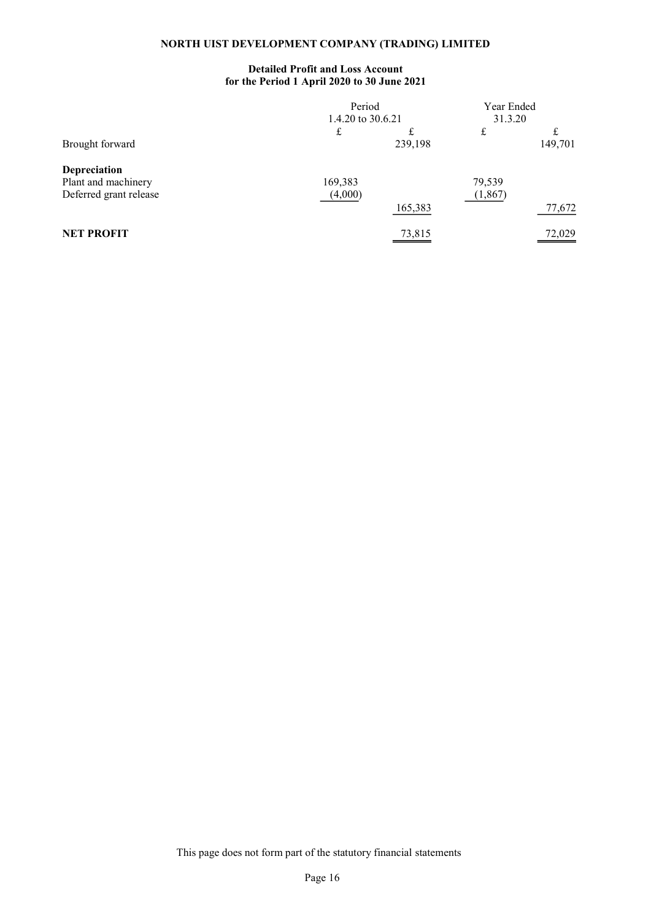# NORTH UIST DEVELOPMENT COMPANY (TRADING) LIMITED

## Detailed Profit and Loss Account
## for the Period 1 April 2020 to 30 June 2021

| | Period 1.4.20 to 30.6.21 | | Year Ended 31.3.20 | |
|---|---|---|---|---|
| | £ | £ | £ | £ |
| Brought forward | | 239,198 | | 149,701 |
| **Depreciation** | | | | |
| Plant and machinery | 169,383 | | 79,539 | |
| Deferred grant release | (4,000) | | (1,867) | |
| | | 165,383 | | 77,672 |
| **NET PROFIT** | | 73,815 | | 72,029 |

This page does not form part of the statutory financial statements